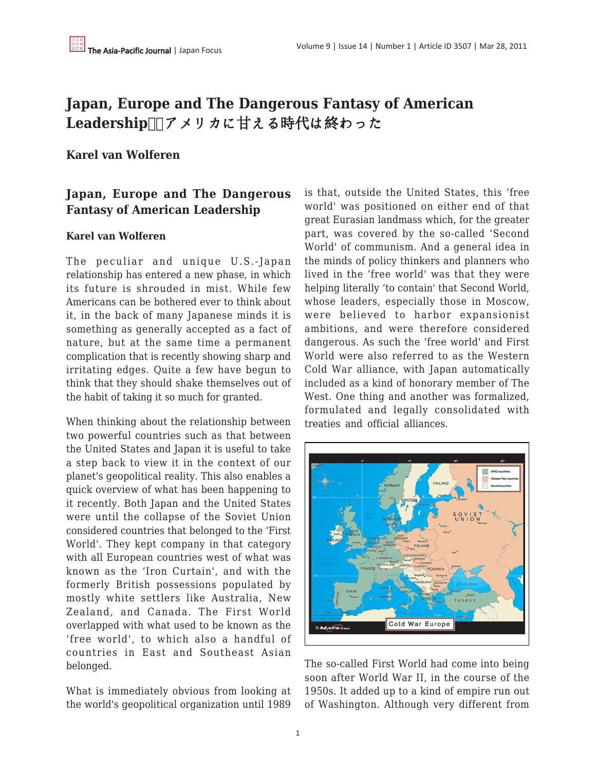# Japan, Europe and The Dangerous Fantasy of American Leadership　アメリカに甘える時代は終わった

**Karel van Wolferen**

## Japan, Europe and The Dangerous Fantasy of American Leadership

**Karel van Wolferen**

The peculiar and unique U.S.-Japan relationship has entered a new phase, in which its future is shrouded in mist. While few Americans can be bothered ever to think about it, in the back of many Japanese minds it is something as generally accepted as a fact of nature, but at the same time a permanent complication that is recently showing sharp and irritating edges. Quite a few have begun to think that they should shake themselves out of the habit of taking it so much for granted.

When thinking about the relationship between two powerful countries such as that between the United States and Japan it is useful to take a step back to view it in the context of our planet's geopolitical reality. This also enables a quick overview of what has been happening to it recently. Both Japan and the United States were until the collapse of the Soviet Union considered countries that belonged to the 'First World'. They kept company in that category with all European countries west of what was known as the 'Iron Curtain', and with the formerly British possessions populated by mostly white settlers like Australia, New Zealand, and Canada. The First World overlapped with what used to be known as the 'free world', to which also a handful of countries in East and Southeast Asian belonged.

What is immediately obvious from looking at the world's geopolitical organization until 1989 is that, outside the United States, this 'free world' was positioned on either end of that great Eurasian landmass which, for the greater part, was covered by the so-called 'Second World' of communism. And a general idea in the minds of policy thinkers and planners who lived in the 'free world' was that they were helping literally 'to contain' that Second World, whose leaders, especially those in Moscow, were believed to harbor expansionist ambitions, and were therefore considered dangerous. As such the 'free world' and First World were also referred to as the Western Cold War alliance, with Japan automatically included as a kind of honorary member of The West. One thing and another was formalized, formulated and legally consolidated with treaties and official alliances.

Cold War Europe

The so-called First World had come into being soon after World War II, in the course of the 1950s. It added up to a kind of empire run out of Washington. Although very different from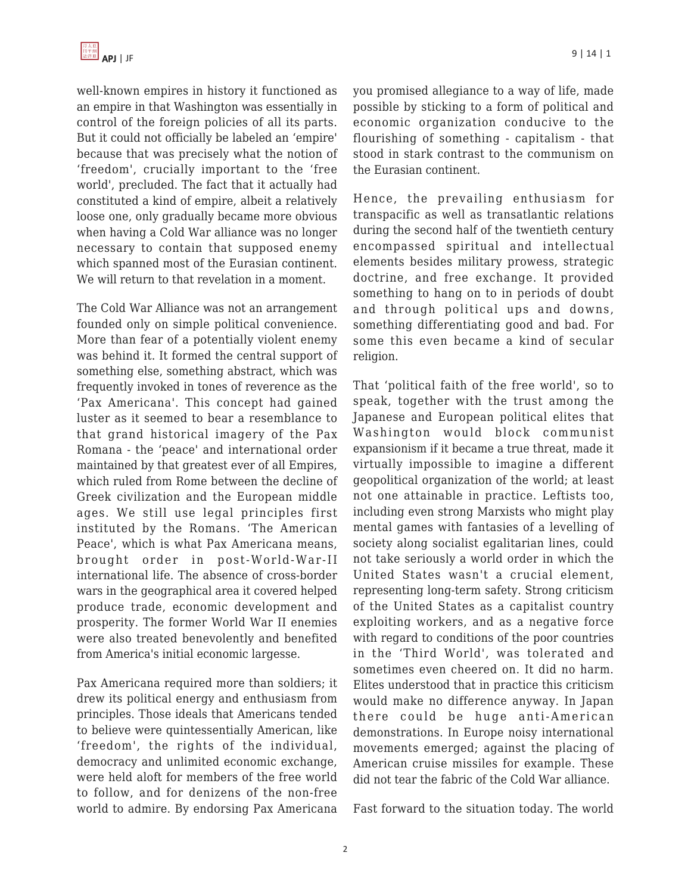well-known empires in history it functioned as an empire in that Washington was essentially in control of the foreign policies of all its parts. But it could not officially be labeled an 'empire' because that was precisely what the notion of 'freedom', crucially important to the 'free world', precluded. The fact that it actually had constituted a kind of empire, albeit a relatively loose one, only gradually became more obvious when having a Cold War alliance was no longer necessary to contain that supposed enemy which spanned most of the Eurasian continent. We will return to that revelation in a moment.

The Cold War Alliance was not an arrangement founded only on simple political convenience. More than fear of a potentially violent enemy was behind it. It formed the central support of something else, something abstract, which was frequently invoked in tones of reverence as the 'Pax Americana'. This concept had gained luster as it seemed to bear a resemblance to that grand historical imagery of the Pax Romana - the 'peace' and international order maintained by that greatest ever of all Empires, which ruled from Rome between the decline of Greek civilization and the European middle ages. We still use legal principles first instituted by the Romans. 'The American Peace', which is what Pax Americana means, brought order in post-World-War-II international life. The absence of cross-border wars in the geographical area it covered helped produce trade, economic development and prosperity. The former World War II enemies were also treated benevolently and benefited from America's initial economic largesse.

Pax Americana required more than soldiers; it drew its political energy and enthusiasm from principles. Those ideals that Americans tended to believe were quintessentially American, like 'freedom', the rights of the individual, democracy and unlimited economic exchange, were held aloft for members of the free world to follow, and for denizens of the non-free world to admire. By endorsing Pax Americana you promised allegiance to a way of life, made possible by sticking to a form of political and economic organization conducive to the flourishing of something - capitalism - that stood in stark contrast to the communism on the Eurasian continent.

Hence, the prevailing enthusiasm for transpacific as well as transatlantic relations during the second half of the twentieth century encompassed spiritual and intellectual elements besides military prowess, strategic doctrine, and free exchange. It provided something to hang on to in periods of doubt and through political ups and downs, something differentiating good and bad. For some this even became a kind of secular religion.

That 'political faith of the free world', so to speak, together with the trust among the Japanese and European political elites that Washington would block communist expansionism if it became a true threat, made it virtually impossible to imagine a different geopolitical organization of the world; at least not one attainable in practice. Leftists too, including even strong Marxists who might play mental games with fantasies of a levelling of society along socialist egalitarian lines, could not take seriously a world order in which the United States wasn't a crucial element, representing long-term safety. Strong criticism of the United States as a capitalist country exploiting workers, and as a negative force with regard to conditions of the poor countries in the 'Third World', was tolerated and sometimes even cheered on. It did no harm. Elites understood that in practice this criticism would make no difference anyway. In Japan there could be huge anti-American demonstrations. In Europe noisy international movements emerged; against the placing of American cruise missiles for example. These did not tear the fabric of the Cold War alliance.

Fast forward to the situation today. The world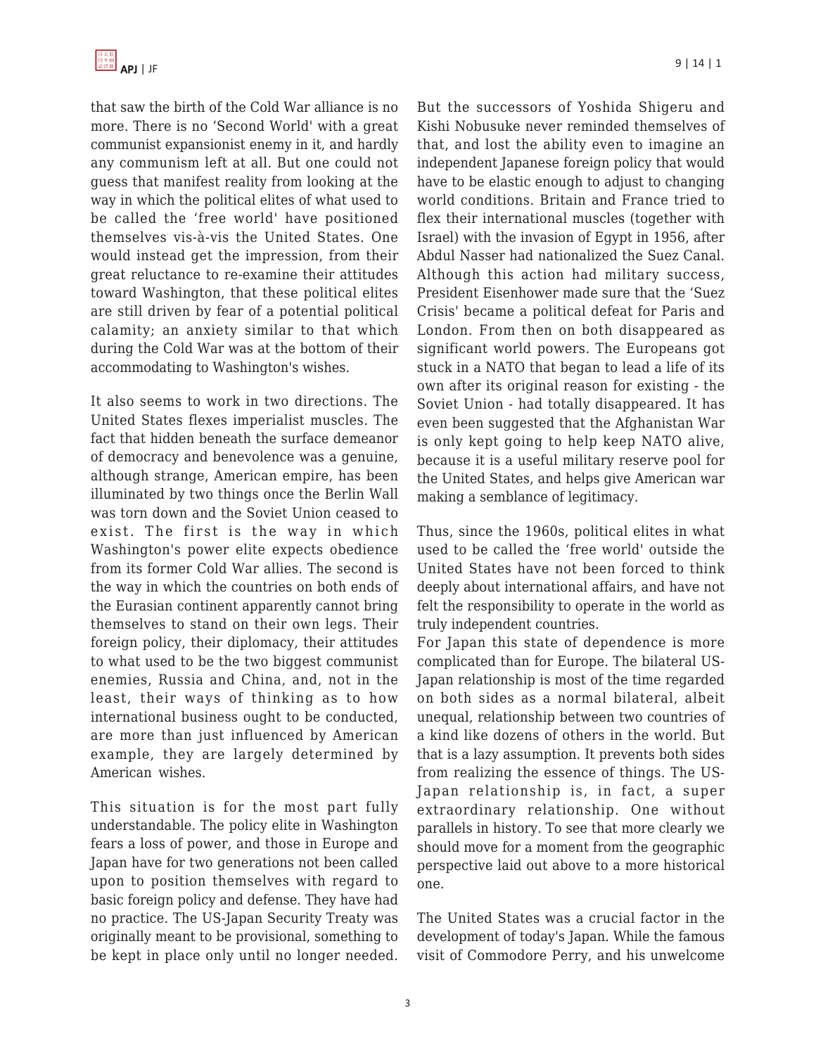that saw the birth of the Cold War alliance is no more. There is no 'Second World' with a great communist expansionist enemy in it, and hardly any communism left at all. But one could not guess that manifest reality from looking at the way in which the political elites of what used to be called the 'free world' have positioned themselves vis-à-vis the United States. One would instead get the impression, from their great reluctance to re-examine their attitudes toward Washington, that these political elites are still driven by fear of a potential political calamity; an anxiety similar to that which during the Cold War was at the bottom of their accommodating to Washington's wishes.

It also seems to work in two directions. The United States flexes imperialist muscles. The fact that hidden beneath the surface demeanor of democracy and benevolence was a genuine, although strange, American empire, has been illuminated by two things once the Berlin Wall was torn down and the Soviet Union ceased to exist. The first is the way in which Washington's power elite expects obedience from its former Cold War allies. The second is the way in which the countries on both ends of the Eurasian continent apparently cannot bring themselves to stand on their own legs. Their foreign policy, their diplomacy, their attitudes to what used to be the two biggest communist enemies, Russia and China, and, not in the least, their ways of thinking as to how international business ought to be conducted, are more than just influenced by American example, they are largely determined by American wishes.

This situation is for the most part fully understandable. The policy elite in Washington fears a loss of power, and those in Europe and Japan have for two generations not been called upon to position themselves with regard to basic foreign policy and defense. They have had no practice. The US-Japan Security Treaty was originally meant to be provisional, something to be kept in place only until no longer needed. But the successors of Yoshida Shigeru and Kishi Nobusuke never reminded themselves of that, and lost the ability even to imagine an independent Japanese foreign policy that would have to be elastic enough to adjust to changing world conditions. Britain and France tried to flex their international muscles (together with Israel) with the invasion of Egypt in 1956, after Abdul Nasser had nationalized the Suez Canal. Although this action had military success, President Eisenhower made sure that the 'Suez Crisis' became a political defeat for Paris and London. From then on both disappeared as significant world powers. The Europeans got stuck in a NATO that began to lead a life of its own after its original reason for existing - the Soviet Union - had totally disappeared. It has even been suggested that the Afghanistan War is only kept going to help keep NATO alive, because it is a useful military reserve pool for the United States, and helps give American war making a semblance of legitimacy.

Thus, since the 1960s, political elites in what used to be called the 'free world' outside the United States have not been forced to think deeply about international affairs, and have not felt the responsibility to operate in the world as truly independent countries.

For Japan this state of dependence is more complicated than for Europe. The bilateral US-Japan relationship is most of the time regarded on both sides as a normal bilateral, albeit unequal, relationship between two countries of a kind like dozens of others in the world. But that is a lazy assumption. It prevents both sides from realizing the essence of things. The US-Japan relationship is, in fact, a super extraordinary relationship. One without parallels in history. To see that more clearly we should move for a moment from the geographic perspective laid out above to a more historical one.

The United States was a crucial factor in the development of today's Japan. While the famous visit of Commodore Perry, and his unwelcome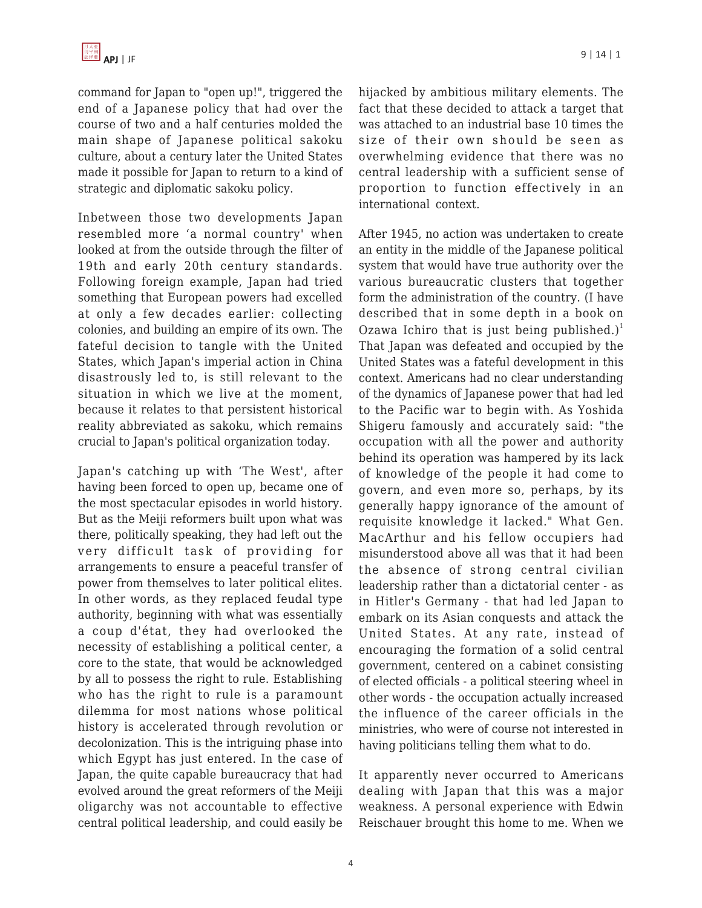command for Japan to "open up!", triggered the end of a Japanese policy that had over the course of two and a half centuries molded the main shape of Japanese political sakoku culture, about a century later the United States made it possible for Japan to return to a kind of strategic and diplomatic sakoku policy.

Inbetween those two developments Japan resembled more 'a normal country' when looked at from the outside through the filter of 19th and early 20th century standards. Following foreign example, Japan had tried something that European powers had excelled at only a few decades earlier: collecting colonies, and building an empire of its own. The fateful decision to tangle with the United States, which Japan's imperial action in China disastrously led to, is still relevant to the situation in which we live at the moment, because it relates to that persistent historical reality abbreviated as sakoku, which remains crucial to Japan's political organization today.

Japan's catching up with 'The West', after having been forced to open up, became one of the most spectacular episodes in world history. But as the Meiji reformers built upon what was there, politically speaking, they had left out the very difficult task of providing for arrangements to ensure a peaceful transfer of power from themselves to later political elites. In other words, as they replaced feudal type authority, beginning with what was essentially a coup d'état, they had overlooked the necessity of establishing a political center, a core to the state, that would be acknowledged by all to possess the right to rule. Establishing who has the right to rule is a paramount dilemma for most nations whose political history is accelerated through revolution or decolonization. This is the intriguing phase into which Egypt has just entered. In the case of Japan, the quite capable bureaucracy that had evolved around the great reformers of the Meiji oligarchy was not accountable to effective central political leadership, and could easily be hijacked by ambitious military elements. The fact that these decided to attack a target that was attached to an industrial base 10 times the size of their own should be seen as overwhelming evidence that there was no central leadership with a sufficient sense of proportion to function effectively in an international context.

After 1945, no action was undertaken to create an entity in the middle of the Japanese political system that would have true authority over the various bureaucratic clusters that together form the administration of the country. (I have described that in some depth in a book on Ozawa Ichiro that is just being published.)[1] That Japan was defeated and occupied by the United States was a fateful development in this context. Americans had no clear understanding of the dynamics of Japanese power that had led to the Pacific war to begin with. As Yoshida Shigeru famously and accurately said: "the occupation with all the power and authority behind its operation was hampered by its lack of knowledge of the people it had come to govern, and even more so, perhaps, by its generally happy ignorance of the amount of requisite knowledge it lacked." What Gen. MacArthur and his fellow occupiers had misunderstood above all was that it had been the absence of strong central civilian leadership rather than a dictatorial center - as in Hitler's Germany - that had led Japan to embark on its Asian conquests and attack the United States. At any rate, instead of encouraging the formation of a solid central government, centered on a cabinet consisting of elected officials - a political steering wheel in other words - the occupation actually increased the influence of the career officials in the ministries, who were of course not interested in having politicians telling them what to do.

It apparently never occurred to Americans dealing with Japan that this was a major weakness. A personal experience with Edwin Reischauer brought this home to me. When we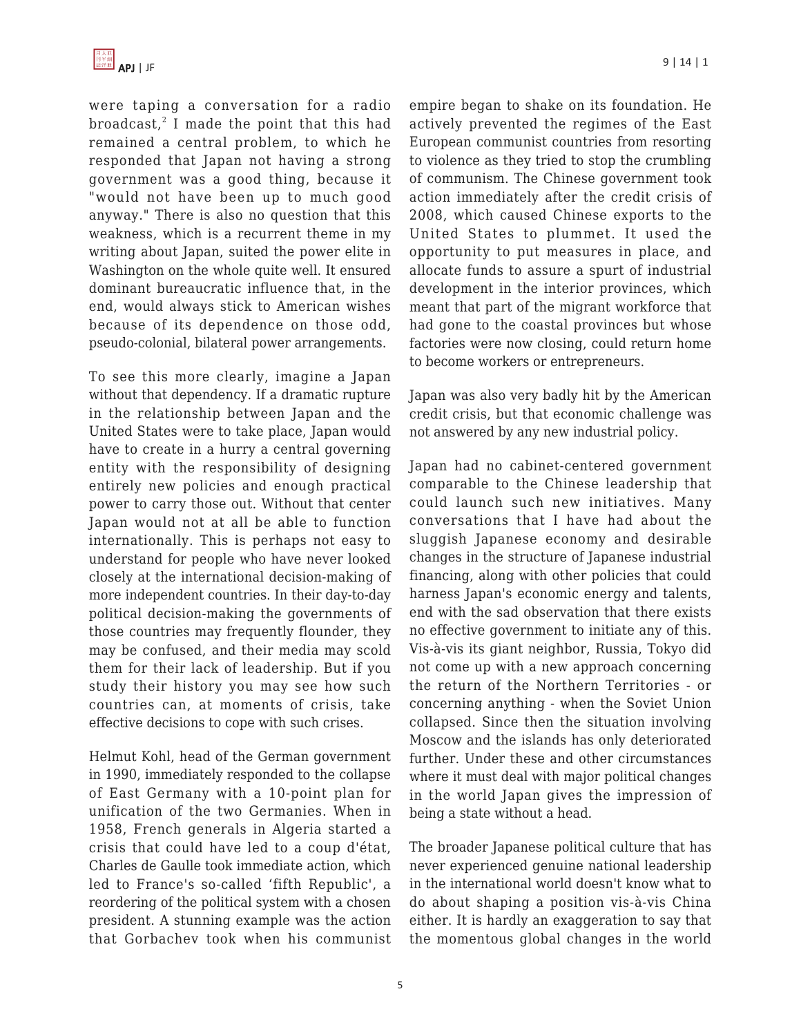were taping a conversation for a radio broadcast,[2] I made the point that this had remained a central problem, to which he responded that Japan not having a strong government was a good thing, because it "would not have been up to much good anyway." There is also no question that this weakness, which is a recurrent theme in my writing about Japan, suited the power elite in Washington on the whole quite well. It ensured dominant bureaucratic influence that, in the end, would always stick to American wishes because of its dependence on those odd, pseudo-colonial, bilateral power arrangements.

To see this more clearly, imagine a Japan without that dependency. If a dramatic rupture in the relationship between Japan and the United States were to take place, Japan would have to create in a hurry a central governing entity with the responsibility of designing entirely new policies and enough practical power to carry those out. Without that center Japan would not at all be able to function internationally. This is perhaps not easy to understand for people who have never looked closely at the international decision-making of more independent countries. In their day-to-day political decision-making the governments of those countries may frequently flounder, they may be confused, and their media may scold them for their lack of leadership. But if you study their history you may see how such countries can, at moments of crisis, take effective decisions to cope with such crises.

Helmut Kohl, head of the German government in 1990, immediately responded to the collapse of East Germany with a 10-point plan for unification of the two Germanies. When in 1958, French generals in Algeria started a crisis that could have led to a coup d'état, Charles de Gaulle took immediate action, which led to France's so-called 'fifth Republic', a reordering of the political system with a chosen president. A stunning example was the action that Gorbachev took when his communist empire began to shake on its foundation. He actively prevented the regimes of the East European communist countries from resorting to violence as they tried to stop the crumbling of communism. The Chinese government took action immediately after the credit crisis of 2008, which caused Chinese exports to the United States to plummet. It used the opportunity to put measures in place, and allocate funds to assure a spurt of industrial development in the interior provinces, which meant that part of the migrant workforce that had gone to the coastal provinces but whose factories were now closing, could return home to become workers or entrepreneurs.

Japan was also very badly hit by the American credit crisis, but that economic challenge was not answered by any new industrial policy.

Japan had no cabinet-centered government comparable to the Chinese leadership that could launch such new initiatives. Many conversations that I have had about the sluggish Japanese economy and desirable changes in the structure of Japanese industrial financing, along with other policies that could harness Japan's economic energy and talents, end with the sad observation that there exists no effective government to initiate any of this. Vis-à-vis its giant neighbor, Russia, Tokyo did not come up with a new approach concerning the return of the Northern Territories - or concerning anything - when the Soviet Union collapsed. Since then the situation involving Moscow and the islands has only deteriorated further. Under these and other circumstances where it must deal with major political changes in the world Japan gives the impression of being a state without a head.

The broader Japanese political culture that has never experienced genuine national leadership in the international world doesn't know what to do about shaping a position vis-à-vis China either. It is hardly an exaggeration to say that the momentous global changes in the world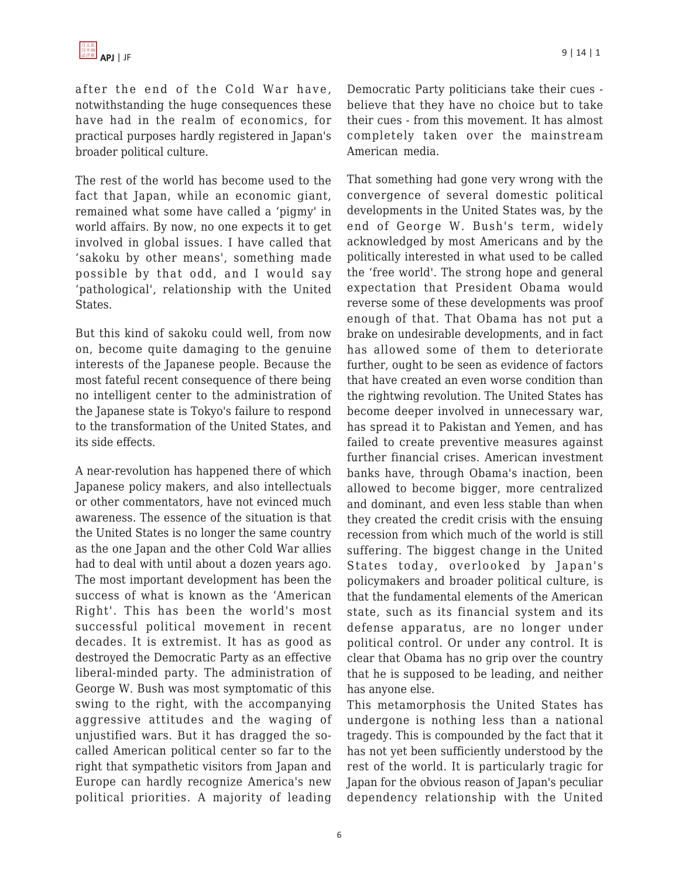after the end of the Cold War have, notwithstanding the huge consequences these have had in the realm of economics, for practical purposes hardly registered in Japan's broader political culture.

The rest of the world has become used to the fact that Japan, while an economic giant, remained what some have called a 'pigmy' in world affairs. By now, no one expects it to get involved in global issues. I have called that 'sakoku by other means', something made possible by that odd, and I would say 'pathological', relationship with the United States.

But this kind of sakoku could well, from now on, become quite damaging to the genuine interests of the Japanese people. Because the most fateful recent consequence of there being no intelligent center to the administration of the Japanese state is Tokyo's failure to respond to the transformation of the United States, and its side effects.

A near-revolution has happened there of which Japanese policy makers, and also intellectuals or other commentators, have not evinced much awareness. The essence of the situation is that the United States is no longer the same country as the one Japan and the other Cold War allies had to deal with until about a dozen years ago. The most important development has been the success of what is known as the 'American Right'. This has been the world's most successful political movement in recent decades. It is extremist. It has as good as destroyed the Democratic Party as an effective liberal-minded party. The administration of George W. Bush was most symptomatic of this swing to the right, with the accompanying aggressive attitudes and the waging of unjustified wars. But it has dragged the so-called American political center so far to the right that sympathetic visitors from Japan and Europe can hardly recognize America's new political priorities. A majority of leading Democratic Party politicians take their cues - believe that they have no choice but to take their cues - from this movement. It has almost completely taken over the mainstream American media.

That something had gone very wrong with the convergence of several domestic political developments in the United States was, by the end of George W. Bush's term, widely acknowledged by most Americans and by the politically interested in what used to be called the 'free world'. The strong hope and general expectation that President Obama would reverse some of these developments was proof enough of that. That Obama has not put a brake on undesirable developments, and in fact has allowed some of them to deteriorate further, ought to be seen as evidence of factors that have created an even worse condition than the rightwing revolution. The United States has become deeper involved in unnecessary war, has spread it to Pakistan and Yemen, and has failed to create preventive measures against further financial crises. American investment banks have, through Obama's inaction, been allowed to become bigger, more centralized and dominant, and even less stable than when they created the credit crisis with the ensuing recession from which much of the world is still suffering. The biggest change in the United States today, overlooked by Japan's policymakers and broader political culture, is that the fundamental elements of the American state, such as its financial system and its defense apparatus, are no longer under political control. Or under any control. It is clear that Obama has no grip over the country that he is supposed to be leading, and neither has anyone else.

This metamorphosis the United States has undergone is nothing less than a national tragedy. This is compounded by the fact that it has not yet been sufficiently understood by the rest of the world. It is particularly tragic for Japan for the obvious reason of Japan's peculiar dependency relationship with the United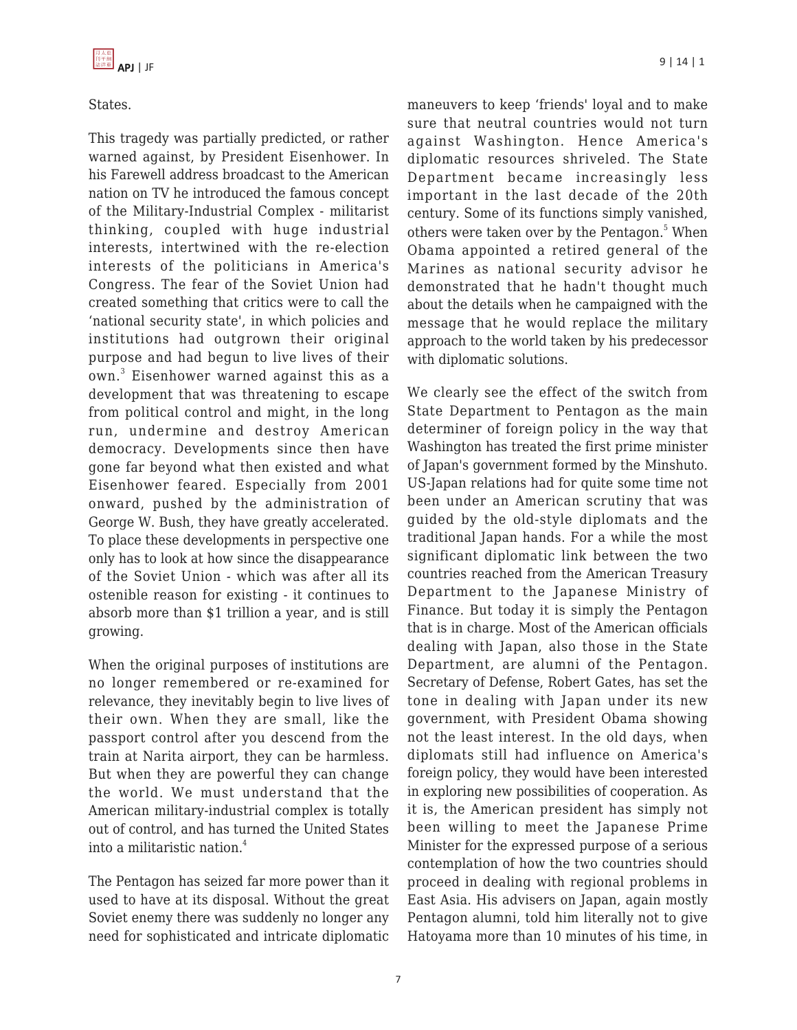States.

This tragedy was partially predicted, or rather warned against, by President Eisenhower. In his Farewell address broadcast to the American nation on TV he introduced the famous concept of the Military-Industrial Complex - militarist thinking, coupled with huge industrial interests, intertwined with the re-election interests of the politicians in America's Congress. The fear of the Soviet Union had created something that critics were to call the 'national security state', in which policies and institutions had outgrown their original purpose and had begun to live lives of their own.[3] Eisenhower warned against this as a development that was threatening to escape from political control and might, in the long run, undermine and destroy American democracy. Developments since then have gone far beyond what then existed and what Eisenhower feared. Especially from 2001 onward, pushed by the administration of George W. Bush, they have greatly accelerated. To place these developments in perspective one only has to look at how since the disappearance of the Soviet Union - which was after all its ostenible reason for existing - it continues to absorb more than $1 trillion a year, and is still growing.

When the original purposes of institutions are no longer remembered or re-examined for relevance, they inevitably begin to live lives of their own. When they are small, like the passport control after you descend from the train at Narita airport, they can be harmless. But when they are powerful they can change the world. We must understand that the American military-industrial complex is totally out of control, and has turned the United States into a militaristic nation.[4]

The Pentagon has seized far more power than it used to have at its disposal. Without the great Soviet enemy there was suddenly no longer any need for sophisticated and intricate diplomatic maneuvers to keep 'friends' loyal and to make sure that neutral countries would not turn against Washington. Hence America's diplomatic resources shriveled. The State Department became increasingly less important in the last decade of the 20th century. Some of its functions simply vanished, others were taken over by the Pentagon.[5] When Obama appointed a retired general of the Marines as national security advisor he demonstrated that he hadn't thought much about the details when he campaigned with the message that he would replace the military approach to the world taken by his predecessor with diplomatic solutions.

We clearly see the effect of the switch from State Department to Pentagon as the main determiner of foreign policy in the way that Washington has treated the first prime minister of Japan's government formed by the Minshuto. US-Japan relations had for quite some time not been under an American scrutiny that was guided by the old-style diplomats and the traditional Japan hands. For a while the most significant diplomatic link between the two countries reached from the American Treasury Department to the Japanese Ministry of Finance. But today it is simply the Pentagon that is in charge. Most of the American officials dealing with Japan, also those in the State Department, are alumni of the Pentagon. Secretary of Defense, Robert Gates, has set the tone in dealing with Japan under its new government, with President Obama showing not the least interest. In the old days, when diplomats still had influence on America's foreign policy, they would have been interested in exploring new possibilities of cooperation. As it is, the American president has simply not been willing to meet the Japanese Prime Minister for the expressed purpose of a serious contemplation of how the two countries should proceed in dealing with regional problems in East Asia. His advisers on Japan, again mostly Pentagon alumni, told him literally not to give Hatoyama more than 10 minutes of his time, in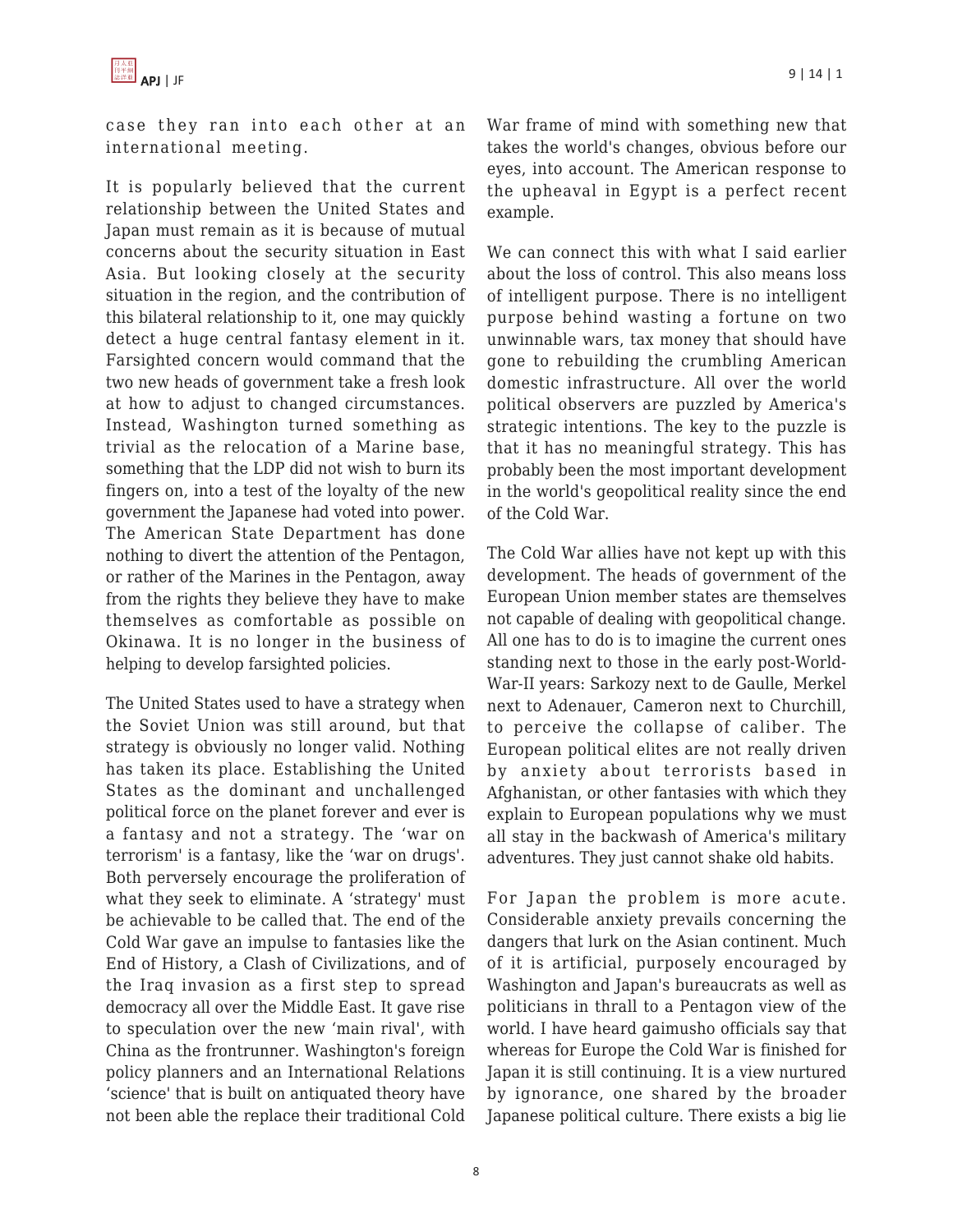case they ran into each other at an international meeting.

It is popularly believed that the current relationship between the United States and Japan must remain as it is because of mutual concerns about the security situation in East Asia. But looking closely at the security situation in the region, and the contribution of this bilateral relationship to it, one may quickly detect a huge central fantasy element in it. Farsighted concern would command that the two new heads of government take a fresh look at how to adjust to changed circumstances. Instead, Washington turned something as trivial as the relocation of a Marine base, something that the LDP did not wish to burn its fingers on, into a test of the loyalty of the new government the Japanese had voted into power. The American State Department has done nothing to divert the attention of the Pentagon, or rather of the Marines in the Pentagon, away from the rights they believe they have to make themselves as comfortable as possible on Okinawa. It is no longer in the business of helping to develop farsighted policies.

The United States used to have a strategy when the Soviet Union was still around, but that strategy is obviously no longer valid. Nothing has taken its place. Establishing the United States as the dominant and unchallenged political force on the planet forever and ever is a fantasy and not a strategy. The 'war on terrorism' is a fantasy, like the 'war on drugs'. Both perversely encourage the proliferation of what they seek to eliminate. A 'strategy' must be achievable to be called that. The end of the Cold War gave an impulse to fantasies like the End of History, a Clash of Civilizations, and of the Iraq invasion as a first step to spread democracy all over the Middle East. It gave rise to speculation over the new 'main rival', with China as the frontrunner. Washington's foreign policy planners and an International Relations 'science' that is built on antiquated theory have not been able the replace their traditional Cold War frame of mind with something new that takes the world's changes, obvious before our eyes, into account. The American response to the upheaval in Egypt is a perfect recent example.

We can connect this with what I said earlier about the loss of control. This also means loss of intelligent purpose. There is no intelligent purpose behind wasting a fortune on two unwinnable wars, tax money that should have gone to rebuilding the crumbling American domestic infrastructure. All over the world political observers are puzzled by America's strategic intentions. The key to the puzzle is that it has no meaningful strategy. This has probably been the most important development in the world's geopolitical reality since the end of the Cold War.

The Cold War allies have not kept up with this development. The heads of government of the European Union member states are themselves not capable of dealing with geopolitical change. All one has to do is to imagine the current ones standing next to those in the early post-World-War-II years: Sarkozy next to de Gaulle, Merkel next to Adenauer, Cameron next to Churchill, to perceive the collapse of caliber. The European political elites are not really driven by anxiety about terrorists based in Afghanistan, or other fantasies with which they explain to European populations why we must all stay in the backwash of America's military adventures. They just cannot shake old habits.

For Japan the problem is more acute. Considerable anxiety prevails concerning the dangers that lurk on the Asian continent. Much of it is artificial, purposely encouraged by Washington and Japan's bureaucrats as well as politicians in thrall to a Pentagon view of the world. I have heard gaimusho officials say that whereas for Europe the Cold War is finished for Japan it is still continuing. It is a view nurtured by ignorance, one shared by the broader Japanese political culture. There exists a big lie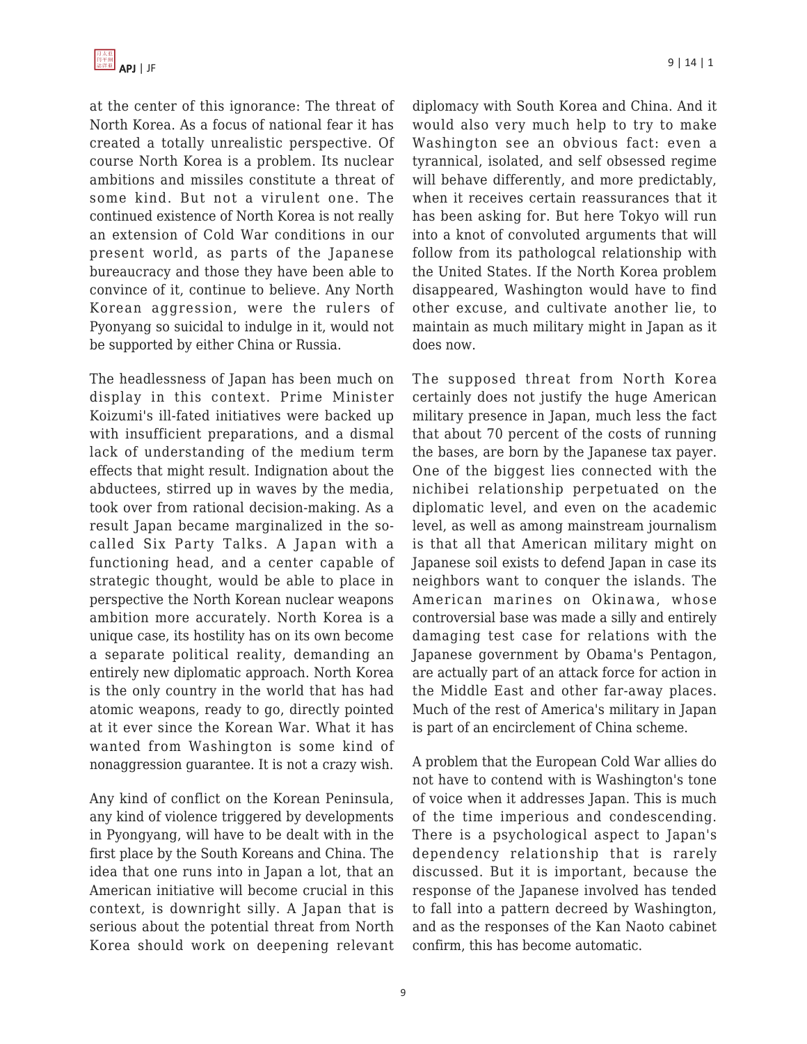at the center of this ignorance: The threat of North Korea. As a focus of national fear it has created a totally unrealistic perspective. Of course North Korea is a problem. Its nuclear ambitions and missiles constitute a threat of some kind. But not a virulent one. The continued existence of North Korea is not really an extension of Cold War conditions in our present world, as parts of the Japanese bureaucracy and those they have been able to convince of it, continue to believe. Any North Korean aggression, were the rulers of Pyonyang so suicidal to indulge in it, would not be supported by either China or Russia.

The headlessness of Japan has been much on display in this context. Prime Minister Koizumi's ill-fated initiatives were backed up with insufficient preparations, and a dismal lack of understanding of the medium term effects that might result. Indignation about the abductees, stirred up in waves by the media, took over from rational decision-making. As a result Japan became marginalized in the so-called Six Party Talks. A Japan with a functioning head, and a center capable of strategic thought, would be able to place in perspective the North Korean nuclear weapons ambition more accurately. North Korea is a unique case, its hostility has on its own become a separate political reality, demanding an entirely new diplomatic approach. North Korea is the only country in the world that has had atomic weapons, ready to go, directly pointed at it ever since the Korean War. What it has wanted from Washington is some kind of nonaggression guarantee. It is not a crazy wish.

Any kind of conflict on the Korean Peninsula, any kind of violence triggered by developments in Pyongyang, will have to be dealt with in the first place by the South Koreans and China. The idea that one runs into in Japan a lot, that an American initiative will become crucial in this context, is downright silly. A Japan that is serious about the potential threat from North Korea should work on deepening relevant diplomacy with South Korea and China. And it would also very much help to try to make Washington see an obvious fact: even a tyrannical, isolated, and self obsessed regime will behave differently, and more predictably, when it receives certain reassurances that it has been asking for. But here Tokyo will run into a knot of convoluted arguments that will follow from its pathologcal relationship with the United States. If the North Korea problem disappeared, Washington would have to find other excuse, and cultivate another lie, to maintain as much military might in Japan as it does now.

The supposed threat from North Korea certainly does not justify the huge American military presence in Japan, much less the fact that about 70 percent of the costs of running the bases, are born by the Japanese tax payer. One of the biggest lies connected with the nichibei relationship perpetuated on the diplomatic level, and even on the academic level, as well as among mainstream journalism is that all that American military might on Japanese soil exists to defend Japan in case its neighbors want to conquer the islands. The American marines on Okinawa, whose controversial base was made a silly and entirely damaging test case for relations with the Japanese government by Obama's Pentagon, are actually part of an attack force for action in the Middle East and other far-away places. Much of the rest of America's military in Japan is part of an encirclement of China scheme.

A problem that the European Cold War allies do not have to contend with is Washington's tone of voice when it addresses Japan. This is much of the time imperious and condescending. There is a psychological aspect to Japan's dependency relationship that is rarely discussed. But it is important, because the response of the Japanese involved has tended to fall into a pattern decreed by Washington, and as the responses of the Kan Naoto cabinet confirm, this has become automatic.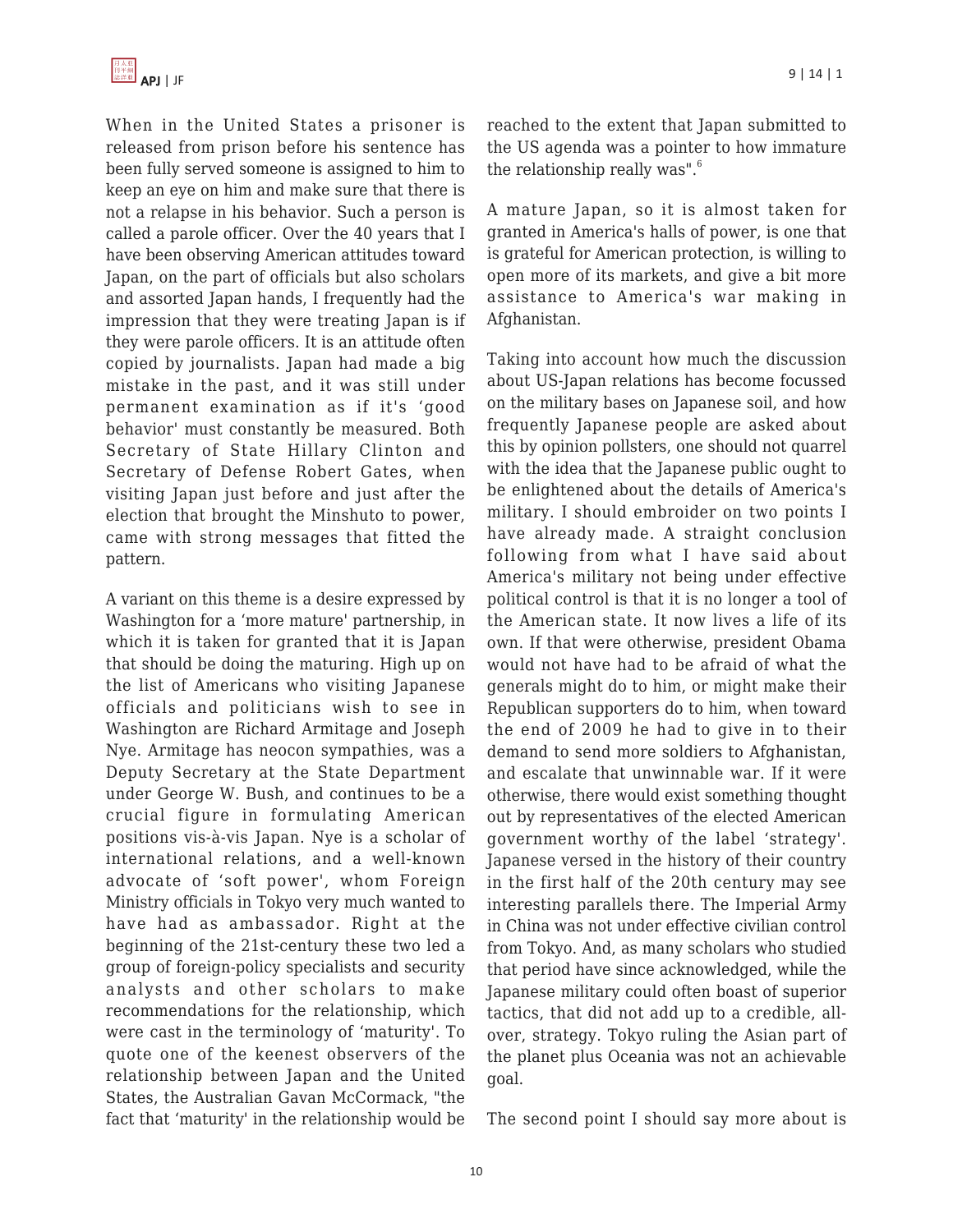When in the United States a prisoner is released from prison before his sentence has been fully served someone is assigned to him to keep an eye on him and make sure that there is not a relapse in his behavior. Such a person is called a parole officer. Over the 40 years that I have been observing American attitudes toward Japan, on the part of officials but also scholars and assorted Japan hands, I frequently had the impression that they were treating Japan is if they were parole officers. It is an attitude often copied by journalists. Japan had made a big mistake in the past, and it was still under permanent examination as if it's 'good behavior' must constantly be measured. Both Secretary of State Hillary Clinton and Secretary of Defense Robert Gates, when visiting Japan just before and just after the election that brought the Minshuto to power, came with strong messages that fitted the pattern.

A variant on this theme is a desire expressed by Washington for a 'more mature' partnership, in which it is taken for granted that it is Japan that should be doing the maturing. High up on the list of Americans who visiting Japanese officials and politicians wish to see in Washington are Richard Armitage and Joseph Nye. Armitage has neocon sympathies, was a Deputy Secretary at the State Department under George W. Bush, and continues to be a crucial figure in formulating American positions vis-à-vis Japan. Nye is a scholar of international relations, and a well-known advocate of 'soft power', whom Foreign Ministry officials in Tokyo very much wanted to have had as ambassador. Right at the beginning of the 21st-century these two led a group of foreign-policy specialists and security analysts and other scholars to make recommendations for the relationship, which were cast in the terminology of 'maturity'. To quote one of the keenest observers of the relationship between Japan and the United States, the Australian Gavan McCormack, "the fact that 'maturity' in the relationship would be reached to the extent that Japan submitted to the US agenda was a pointer to how immature the relationship really was".[6]

A mature Japan, so it is almost taken for granted in America's halls of power, is one that is grateful for American protection, is willing to open more of its markets, and give a bit more assistance to America's war making in Afghanistan.

Taking into account how much the discussion about US-Japan relations has become focussed on the military bases on Japanese soil, and how frequently Japanese people are asked about this by opinion pollsters, one should not quarrel with the idea that the Japanese public ought to be enlightened about the details of America's military. I should embroider on two points I have already made. A straight conclusion following from what I have said about America's military not being under effective political control is that it is no longer a tool of the American state. It now lives a life of its own. If that were otherwise, president Obama would not have had to be afraid of what the generals might do to him, or might make their Republican supporters do to him, when toward the end of 2009 he had to give in to their demand to send more soldiers to Afghanistan, and escalate that unwinnable war. If it were otherwise, there would exist something thought out by representatives of the elected American government worthy of the label 'strategy'. Japanese versed in the history of their country in the first half of the 20th century may see interesting parallels there. The Imperial Army in China was not under effective civilian control from Tokyo. And, as many scholars who studied that period have since acknowledged, while the Japanese military could often boast of superior tactics, that did not add up to a credible, all-over, strategy. Tokyo ruling the Asian part of the planet plus Oceania was not an achievable goal.

The second point I should say more about is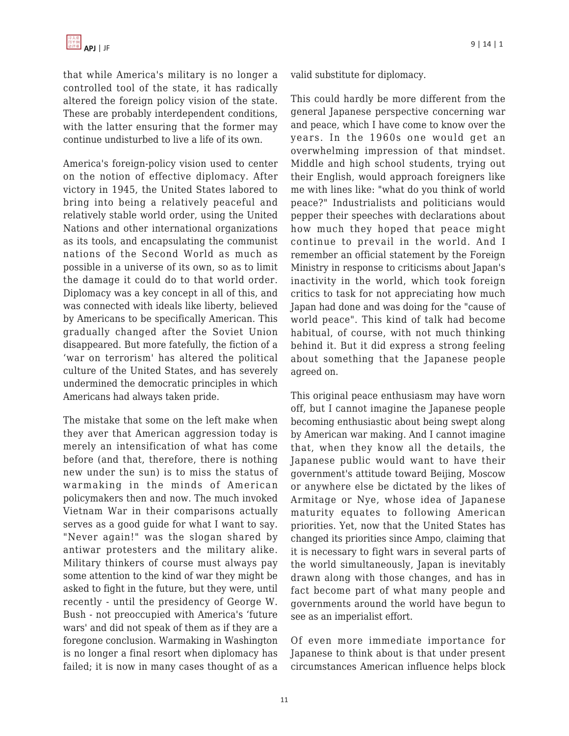that while America's military is no longer a controlled tool of the state, it has radically altered the foreign policy vision of the state. These are probably interdependent conditions, with the latter ensuring that the former may continue undisturbed to live a life of its own.

America's foreign-policy vision used to center on the notion of effective diplomacy. After victory in 1945, the United States labored to bring into being a relatively peaceful and relatively stable world order, using the United Nations and other international organizations as its tools, and encapsulating the communist nations of the Second World as much as possible in a universe of its own, so as to limit the damage it could do to that world order. Diplomacy was a key concept in all of this, and was connected with ideals like liberty, believed by Americans to be specifically American. This gradually changed after the Soviet Union disappeared. But more fatefully, the fiction of a 'war on terrorism' has altered the political culture of the United States, and has severely undermined the democratic principles in which Americans had always taken pride.

The mistake that some on the left make when they aver that American aggression today is merely an intensification of what has come before (and that, therefore, there is nothing new under the sun) is to miss the status of warmaking in the minds of American policymakers then and now. The much invoked Vietnam War in their comparisons actually serves as a good guide for what I want to say. "Never again!" was the slogan shared by antiwar protesters and the military alike. Military thinkers of course must always pay some attention to the kind of war they might be asked to fight in the future, but they were, until recently - until the presidency of George W. Bush - not preoccupied with America's 'future wars' and did not speak of them as if they are a foregone conclusion. Warmaking in Washington is no longer a final resort when diplomacy has failed; it is now in many cases thought of as a valid substitute for diplomacy.

This could hardly be more different from the general Japanese perspective concerning war and peace, which I have come to know over the years. In the 1960s one would get an overwhelming impression of that mindset. Middle and high school students, trying out their English, would approach foreigners like me with lines like: "what do you think of world peace?" Industrialists and politicians would pepper their speeches with declarations about how much they hoped that peace might continue to prevail in the world. And I remember an official statement by the Foreign Ministry in response to criticisms about Japan's inactivity in the world, which took foreign critics to task for not appreciating how much Japan had done and was doing for the "cause of world peace". This kind of talk had become habitual, of course, with not much thinking behind it. But it did express a strong feeling about something that the Japanese people agreed on.

This original peace enthusiasm may have worn off, but I cannot imagine the Japanese people becoming enthusiastic about being swept along by American war making. And I cannot imagine that, when they know all the details, the Japanese public would want to have their government's attitude toward Beijing, Moscow or anywhere else be dictated by the likes of Armitage or Nye, whose idea of Japanese maturity equates to following American priorities. Yet, now that the United States has changed its priorities since Ampo, claiming that it is necessary to fight wars in several parts of the world simultaneously, Japan is inevitably drawn along with those changes, and has in fact become part of what many people and governments around the world have begun to see as an imperialist effort.

Of even more immediate importance for Japanese to think about is that under present circumstances American influence helps block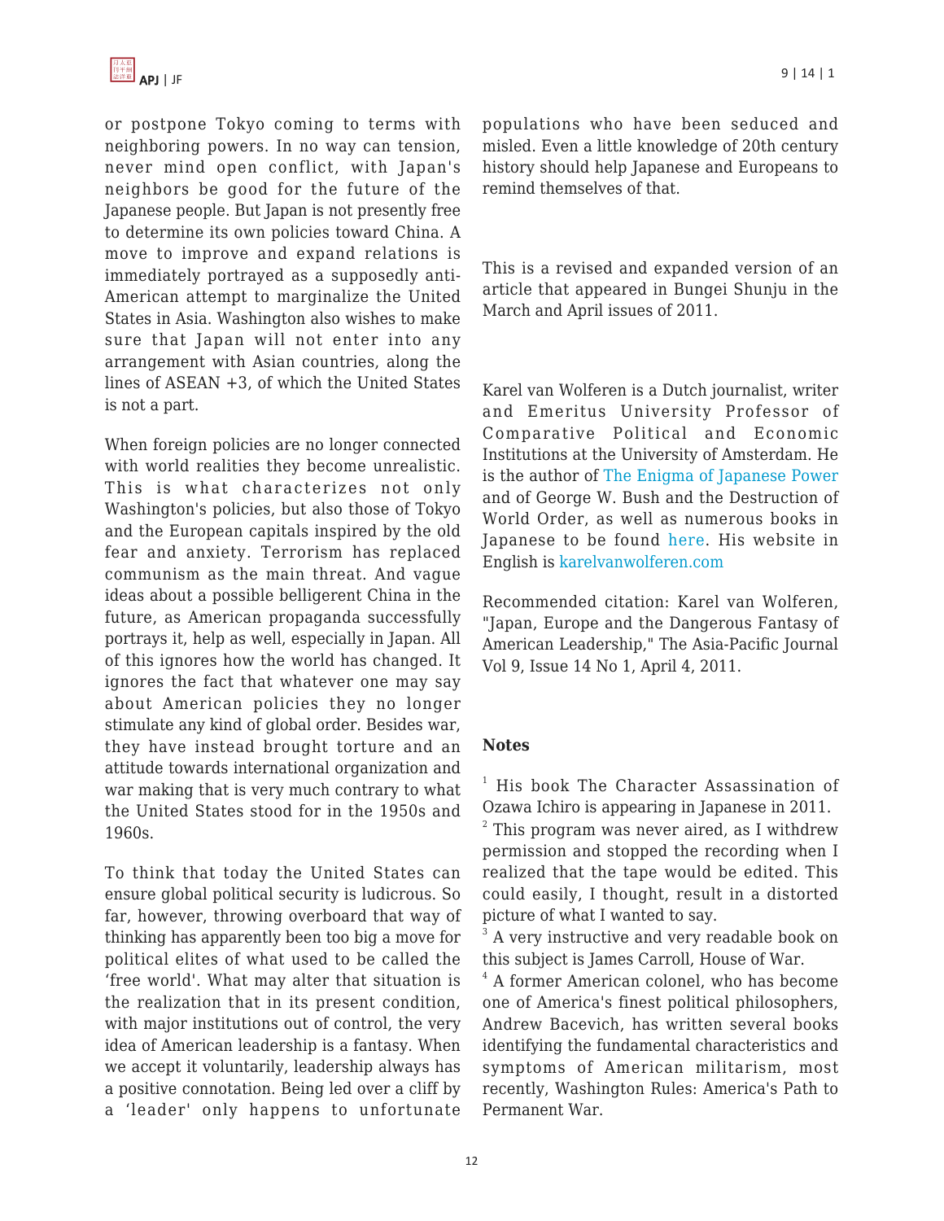or postpone Tokyo coming to terms with neighboring powers. In no way can tension, never mind open conflict, with Japan's neighbors be good for the future of the Japanese people. But Japan is not presently free to determine its own policies toward China. A move to improve and expand relations is immediately portrayed as a supposedly anti-American attempt to marginalize the United States in Asia. Washington also wishes to make sure that Japan will not enter into any arrangement with Asian countries, along the lines of ASEAN +3, of which the United States is not a part.

When foreign policies are no longer connected with world realities they become unrealistic. This is what characterizes not only Washington's policies, but also those of Tokyo and the European capitals inspired by the old fear and anxiety. Terrorism has replaced communism as the main threat. And vague ideas about a possible belligerent China in the future, as American propaganda successfully portrays it, help as well, especially in Japan. All of this ignores how the world has changed. It ignores the fact that whatever one may say about American policies they no longer stimulate any kind of global order. Besides war, they have instead brought torture and an attitude towards international organization and war making that is very much contrary to what the United States stood for in the 1950s and 1960s.

To think that today the United States can ensure global political security is ludicrous. So far, however, throwing overboard that way of thinking has apparently been too big a move for political elites of what used to be called the 'free world'. What may alter that situation is the realization that in its present condition, with major institutions out of control, the very idea of American leadership is a fantasy. When we accept it voluntarily, leadership always has a positive connotation. Being led over a cliff by a 'leader' only happens to unfortunate populations who have been seduced and misled. Even a little knowledge of 20th century history should help Japanese and Europeans to remind themselves of that.

This is a revised and expanded version of an article that appeared in Bungei Shunju in the March and April issues of 2011.

Karel van Wolferen is a Dutch journalist, writer and Emeritus University Professor of Comparative Political and Economic Institutions at the University of Amsterdam. He is the author of The Enigma of Japanese Power and of George W. Bush and the Destruction of World Order, as well as numerous books in Japanese to be found here. His website in English is karelvanwolferen.com

Recommended citation: Karel van Wolferen, "Japan, Europe and the Dangerous Fantasy of American Leadership," The Asia-Pacific Journal Vol 9, Issue 14 No 1, April 4, 2011.

**Notes**

[1] His book The Character Assassination of Ozawa Ichiro is appearing in Japanese in 2011.

[2] This program was never aired, as I withdrew permission and stopped the recording when I realized that the tape would be edited. This could easily, I thought, result in a distorted picture of what I wanted to say.

[3] A very instructive and very readable book on this subject is James Carroll, House of War.

[4] A former American colonel, who has become one of America's finest political philosophers, Andrew Bacevich, has written several books identifying the fundamental characteristics and symptoms of American militarism, most recently, Washington Rules: America's Path to Permanent War.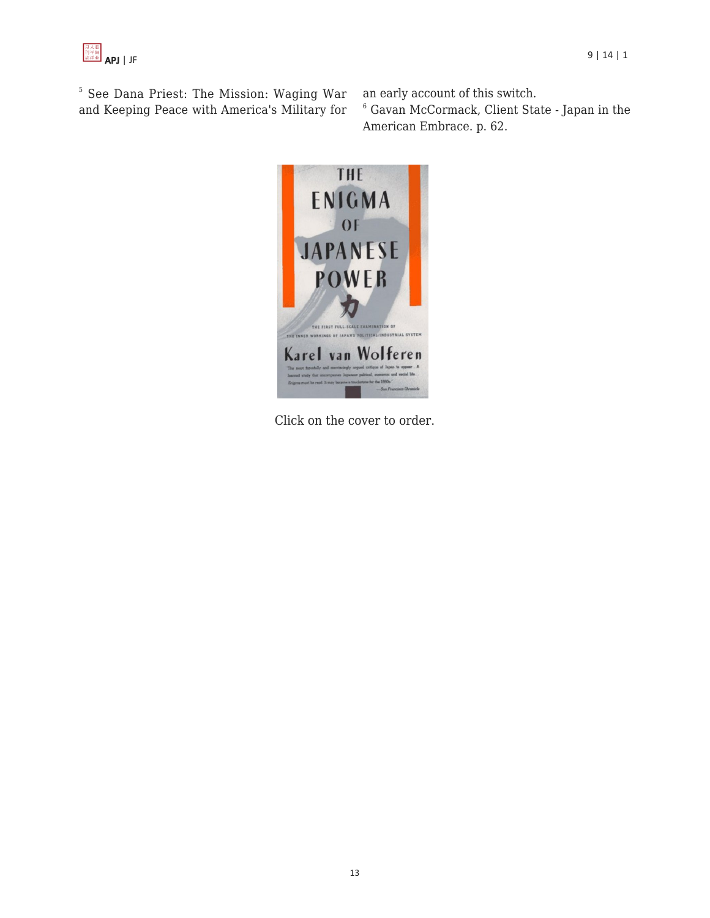[5] See Dana Priest: The Mission: Waging War and Keeping Peace with America's Military for an early account of this switch.

[6] Gavan McCormack, Client State - Japan in the American Embrace. p. 62.

Click on the cover to order.